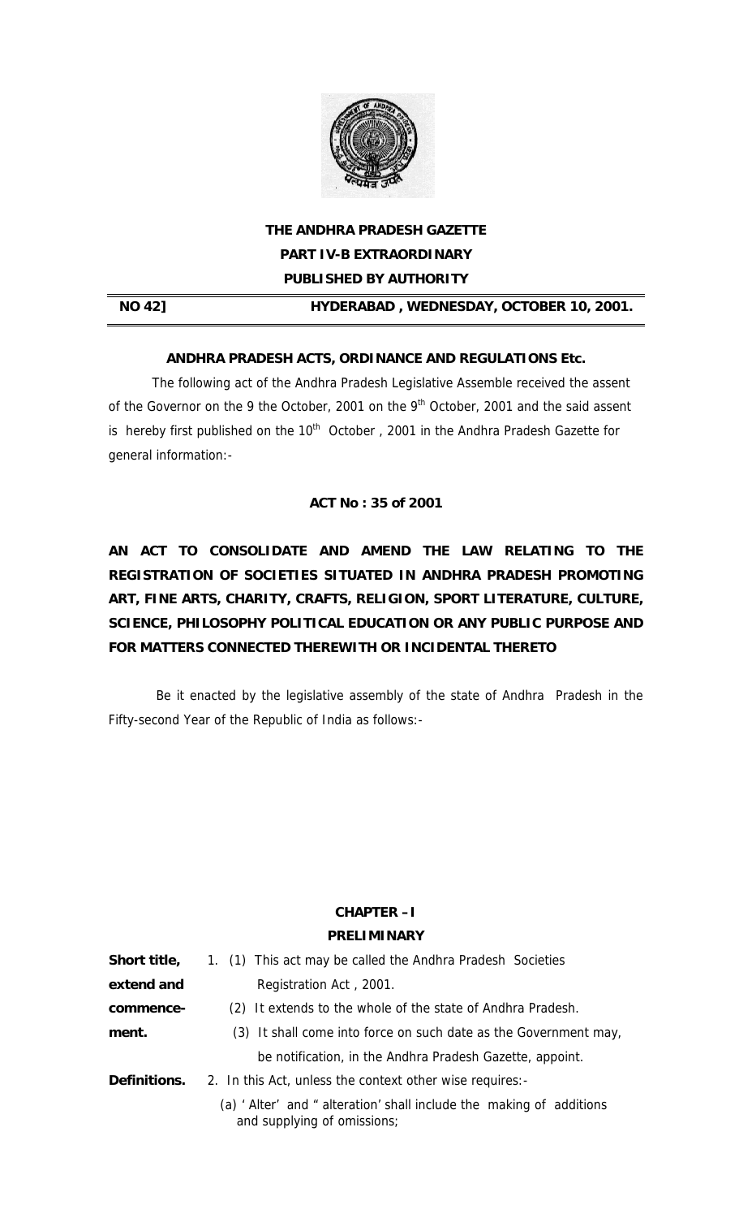**THE ANDHRA PRADESH GAZETTE**
**PART IV-B EXTRAORDINARY**
**PUBLISHED BY AUTHORITY**

**NO 42]** **HYDERABAD , WEDNESDAY, OCTOBER 10, 2001.**

**ANDHRA PRADESH ACTS, ORDINANCE AND REGULATIONS Etc.**

The following act of the Andhra Pradesh Legislative Assemble received the assent of the Governor on the 9 the October, 2001 on the 9th October, 2001 and the said assent is hereby first published on the 10th October , 2001 in the Andhra Pradesh Gazette for general information:-

**ACT No : 35 of 2001**

**AN ACT TO CONSOLIDATE AND AMEND THE LAW RELATING TO THE REGISTRATION OF SOCIETIES SITUATED IN ANDHRA PRADESH PROMOTING ART, FINE ARTS, CHARITY, CRAFTS, RELIGION, SPORT LITERATURE, CULTURE, SCIENCE, PHILOSOPHY POLITICAL EDUCATION OR ANY PUBLIC PURPOSE AND FOR MATTERS CONNECTED THEREWITH OR INCIDENTAL THERETO**

Be it enacted by the legislative assembly of the state of Andhra Pradesh in the Fifty-second Year of the Republic of India as follows:-

## CHAPTER – I
## PRELIMINARY

**Short title, extend and commencement.**

1. (1) This act may be called the Andhra Pradesh Societies Registration Act , 2001.

(2) It extends to the whole of the state of Andhra Pradesh.

(3) It shall come into force on such date as the Government may, be notification, in the Andhra Pradesh Gazette, appoint.

**Definitions.**

2. In this Act, unless the context other wise requires:-

(a) ' Alter' and " alteration' shall include the making of additions and supplying of omissions;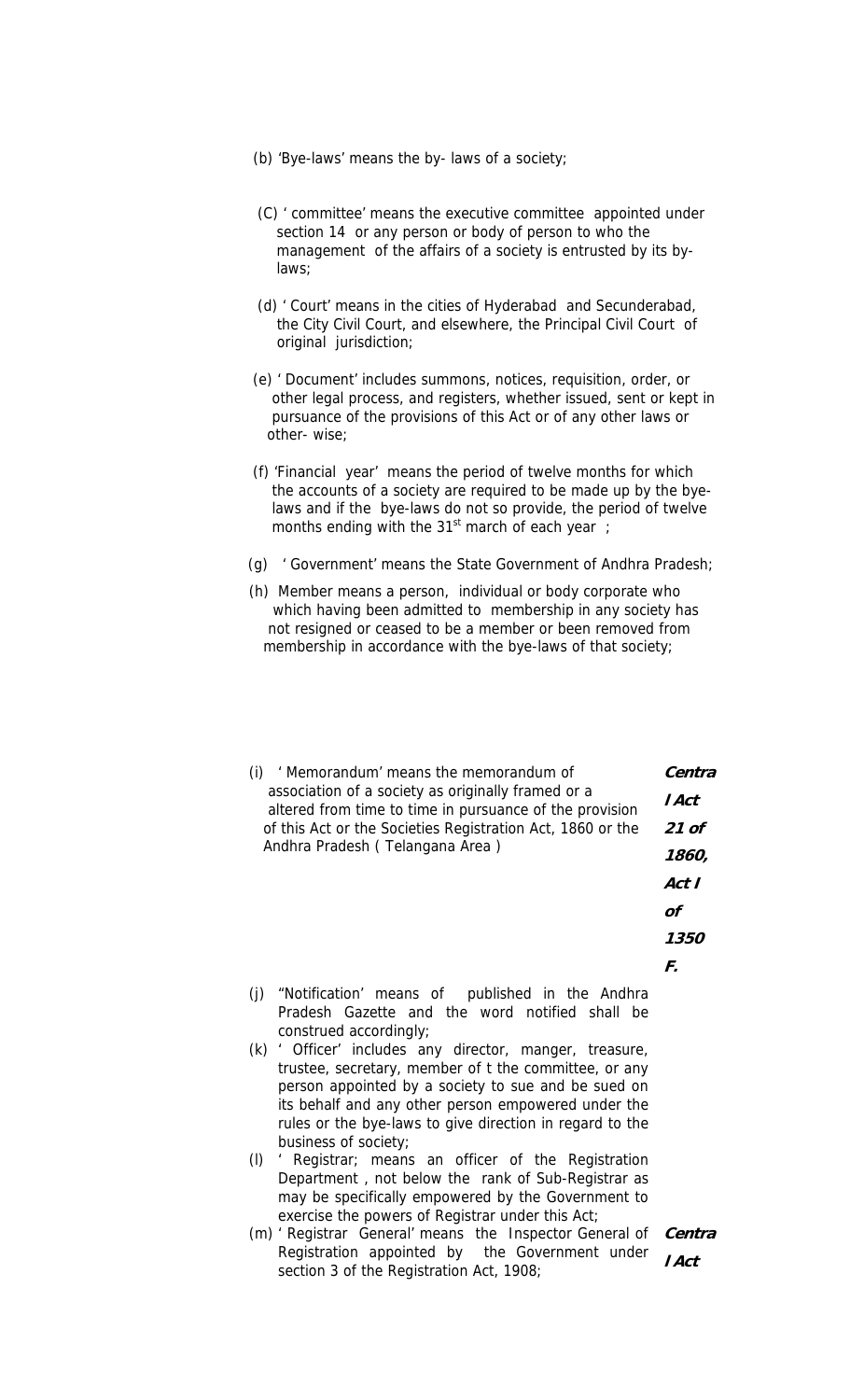(b) 'Bye-laws' means the by- laws of a society;

(C) ' committee' means the executive committee appointed under section 14 or any person or body of person to who the management of the affairs of a society is entrusted by its by-laws;

(d) ' Court' means in the cities of Hyderabad and Secunderabad, the City Civil Court, and elsewhere, the Principal Civil Court of original jurisdiction;

(e) ' Document' includes summons, notices, requisition, order, or other legal process, and registers, whether issued, sent or kept in pursuance of the provisions of this Act or of any other laws or other- wise;

(f) 'Financial year' means the period of twelve months for which the accounts of a society are required to be made up by the bye-laws and if the bye-laws do not so provide, the period of twelve months ending with the 31st march of each year ;

(g) ' Government' means the State Government of Andhra Pradesh;

(h) Member means a person, individual or body corporate who which having been admitted to membership in any society has not resigned or ceased to be a member or been removed from membership in accordance with the bye-laws of that society;

(i) ' Memorandum' means the memorandum of association of a society as originally framed or a altered from time to time in pursuance of the provision of this Act or the Societies Registration Act, 1860 or the Andhra Pradesh ( Telangana Area ) **Central Act 21 of 1860, Act I of 1350 F.**

(j) "Notification' means of published in the Andhra Pradesh Gazette and the word notified shall be construed accordingly;

(k) ' Officer' includes any director, manger, treasure, trustee, secretary, member of t the committee, or any person appointed by a society to sue and be sued on its behalf and any other person empowered under the rules or the bye-laws to give direction in regard to the business of society;

(l) ' Registrar; means an officer of the Registration Department , not below the rank of Sub-Registrar as may be specifically empowered by the Government to exercise the powers of Registrar under this Act;

(m) ' Registrar General' means the Inspector General of Registration appointed by the Government under section 3 of the Registration Act, 1908; **Central Act**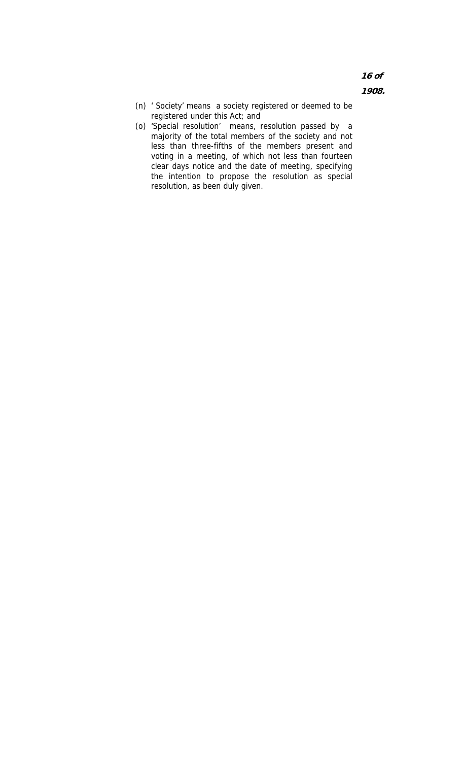**16 of 1908.**

(n) ' Society' means a society registered or deemed to be registered under this Act; and

(o) 'Special resolution' means, resolution passed by a majority of the total members of the society and not less than three-fifths of the members present and voting in a meeting, of which not less than fourteen clear days notice and the date of meeting, specifying the intention to propose the resolution as special resolution, as been duly given.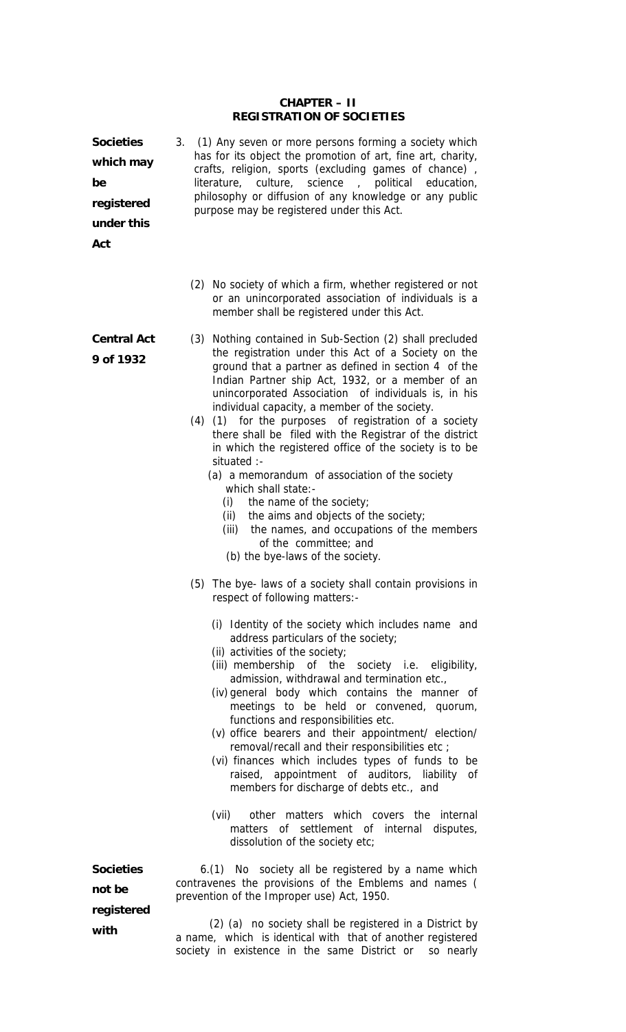## CHAPTER – II
## REGISTRATION OF SOCIETIES

**Societies which may be registered under this Act**

3. (1) Any seven or more persons forming a society which has for its object the promotion of art, fine art, charity, crafts, religion, sports (excluding games of chance) , literature, culture, science , political education, philosophy or diffusion of any knowledge or any public purpose may be registered under this Act.

(2) No society of which a firm, whether registered or not or an unincorporated association of individuals is a member shall be registered under this Act.

**Central Act 9 of 1932**

(3) Nothing contained in Sub-Section (2) shall precluded the registration under this Act of a Society on the ground that a partner as defined in section 4 of the Indian Partner ship Act, 1932, or a member of an unincorporated Association of individuals is, in his individual capacity, a member of the society.

(4) (1) for the purposes of registration of a society there shall be filed with the Registrar of the district in which the registered office of the society is to be situated :-

(a) a memorandum of association of the society which shall state:-

(i) the name of the society;
(ii) the aims and objects of the society;
(iii) the names, and occupations of the members of the committee; and

(b) the bye-laws of the society.

(5) The bye- laws of a society shall contain provisions in respect of following matters:-

(i) Identity of the society which includes name and address particulars of the society;
(ii) activities of the society;
(iii) membership of the society i.e. eligibility, admission, withdrawal and termination etc.,
(iv) general body which contains the manner of meetings to be held or convened, quorum, functions and responsibilities etc.
(v) office bearers and their appointment/ election/ removal/recall and their responsibilities etc ;
(vi) finances which includes types of funds to be raised, appointment of auditors, liability of members for discharge of debts etc., and
(vii) other matters which covers the internal matters of settlement of internal disputes, dissolution of the society etc;

**Societies not be registered with**

6.(1) No society all be registered by a name which contravenes the provisions of the Emblems and names ( prevention of the Improper use) Act, 1950.

(2) (a) no society shall be registered in a District by a name, which is identical with that of another registered society in existence in the same District or so nearly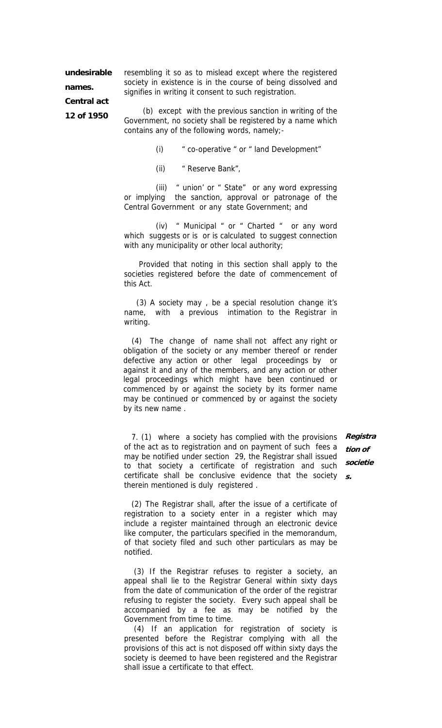**undesirable names.**

**Central act 12 of 1950**

resembling it so as to mislead except where the registered society in existence is in the course of being dissolved and signifies in writing it consent to such registration.

(b) except with the previous sanction in writing of the Government, no society shall be registered by a name which contains any of the following words, namely;-

(i) " co-operative " or " land Development"

(ii) " Reserve Bank",

(iii) " union' or " State" or any word expressing or implying the sanction, approval or patronage of the Central Government or any state Government; and

(iv) " Municipal " or " Charted " or any word which suggests or is or is calculated to suggest connection with any municipality or other local authority;

Provided that noting in this section shall apply to the societies registered before the date of commencement of this Act.

(3) A society may , be a special resolution change it's name, with a previous intimation to the Registrar in writing.

(4) The change of name shall not affect any right or obligation of the society or any member thereof or render defective any action or other legal proceedings by or against it and any of the members, and any action or other legal proceedings which might have been continued or commenced by or against the society by its former name may be continued or commenced by or against the society by its new name .

***Registration of societies.***

7. (1) where a society has complied with the provisions of the act as to registration and on payment of such fees a may be notified under section 29, the Registrar shall issued to that society a certificate of registration and such certificate shall be conclusive evidence that the society therein mentioned is duly registered .

(2) The Registrar shall, after the issue of a certificate of registration to a society enter in a register which may include a register maintained through an electronic device like computer, the particulars specified in the memorandum, of that society filed and such other particulars as may be notified.

(3) If the Registrar refuses to register a society, an appeal shall lie to the Registrar General within sixty days from the date of communication of the order of the registrar refusing to register the society. Every such appeal shall be accompanied by a fee as may be notified by the Government from time to time.

(4) If an application for registration of society is presented before the Registrar complying with all the provisions of this act is not disposed off within sixty days the society is deemed to have been registered and the Registrar shall issue a certificate to that effect.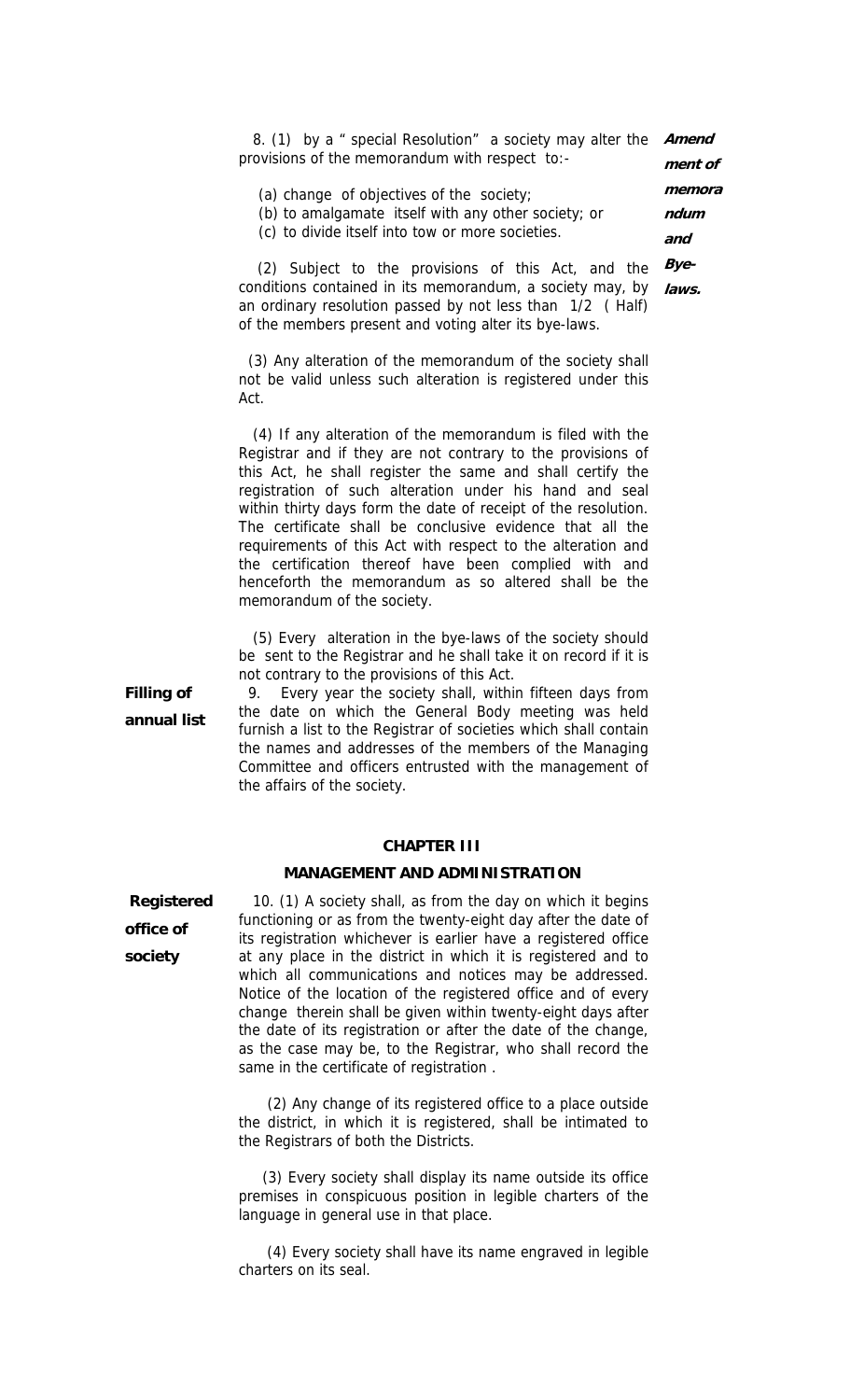**Amendment of memorandum and Bye-laws.**

8. (1) by a " special Resolution" a society may alter the provisions of the memorandum with respect to:-

(a) change of objectives of the society;
(b) to amalgamate itself with any other society; or
(c) to divide itself into tow or more societies.

(2) Subject to the provisions of this Act, and the conditions contained in its memorandum, a society may, by an ordinary resolution passed by not less than 1/2 ( Half) of the members present and voting alter its bye-laws.

(3) Any alteration of the memorandum of the society shall not be valid unless such alteration is registered under this Act.

(4) If any alteration of the memorandum is filed with the Registrar and if they are not contrary to the provisions of this Act, he shall register the same and shall certify the registration of such alteration under his hand and seal within thirty days form the date of receipt of the resolution. The certificate shall be conclusive evidence that all the requirements of this Act with respect to the alteration and the certification thereof have been complied with and henceforth the memorandum as so altered shall be the memorandum of the society.

(5) Every alteration in the bye-laws of the society should be sent to the Registrar and he shall take it on record if it is not contrary to the provisions of this Act.

**Filling of annual list**

9. Every year the society shall, within fifteen days from the date on which the General Body meeting was held furnish a list to the Registrar of societies which shall contain the names and addresses of the members of the Managing Committee and officers entrusted with the management of the affairs of the society.

## CHAPTER III

## MANAGEMENT AND ADMINISTRATION

**Registered office of society**

10. (1) A society shall, as from the day on which it begins functioning or as from the twenty-eight day after the date of its registration whichever is earlier have a registered office at any place in the district in which it is registered and to which all communications and notices may be addressed. Notice of the location of the registered office and of every change therein shall be given within twenty-eight days after the date of its registration or after the date of the change, as the case may be, to the Registrar, who shall record the same in the certificate of registration .

(2) Any change of its registered office to a place outside the district, in which it is registered, shall be intimated to the Registrars of both the Districts.

(3) Every society shall display its name outside its office premises in conspicuous position in legible charters of the language in general use in that place.

(4) Every society shall have its name engraved in legible charters on its seal.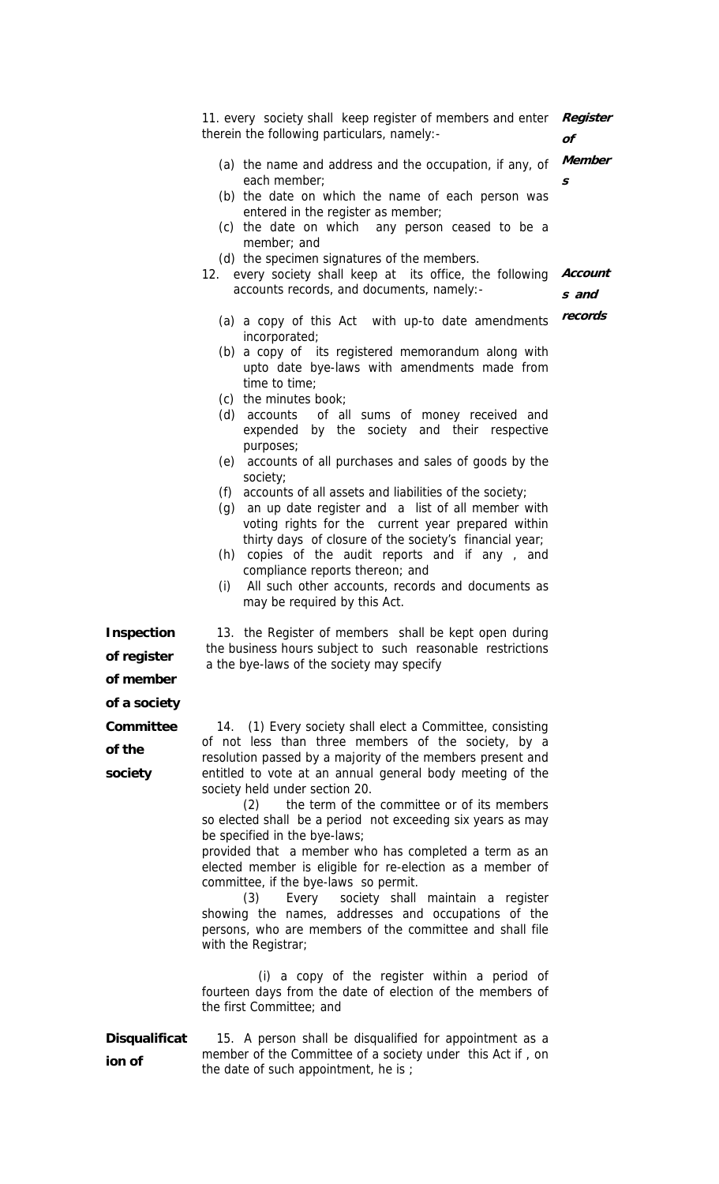**Register of Members**

11. every society shall keep register of members and enter therein the following particulars, namely:-

(a) the name and address and the occupation, if any, of each member;
(b) the date on which the name of each person was entered in the register as member;
(c) the date on which any person ceased to be a member; and
(d) the specimen signatures of the members.

**Accounts and records**

12. every society shall keep at its office, the following accounts records, and documents, namely:-

(a) a copy of this Act with up-to date amendments incorporated;
(b) a copy of its registered memorandum along with upto date bye-laws with amendments made from time to time;
(c) the minutes book;
(d) accounts of all sums of money received and expended by the society and their respective purposes;
(e) accounts of all purchases and sales of goods by the society;
(f) accounts of all assets and liabilities of the society;
(g) an up date register and a list of all member with voting rights for the current year prepared within thirty days of closure of the society's financial year;
(h) copies of the audit reports and if any , and compliance reports thereon; and
(i) All such other accounts, records and documents as may be required by this Act.

**Inspection of register of member of a society**

13. the Register of members shall be kept open during the business hours subject to such reasonable restrictions a the bye-laws of the society may specify

**Committee of the society**

14. (1) Every society shall elect a Committee, consisting of not less than three members of the society, by a resolution passed by a majority of the members present and entitled to vote at an annual general body meeting of the society held under section 20.

(2) the term of the committee or of its members so elected shall be a period not exceeding six years as may be specified in the bye-laws;

provided that a member who has completed a term as an elected member is eligible for re-election as a member of committee, if the bye-laws so permit.

(3) Every society shall maintain a register showing the names, addresses and occupations of the persons, who are members of the committee and shall file with the Registrar;

(i) a copy of the register within a period of fourteen days from the date of election of the members of the first Committee; and

**Disqualification of**

15. A person shall be disqualified for appointment as a member of the Committee of a society under this Act if , on the date of such appointment, he is ;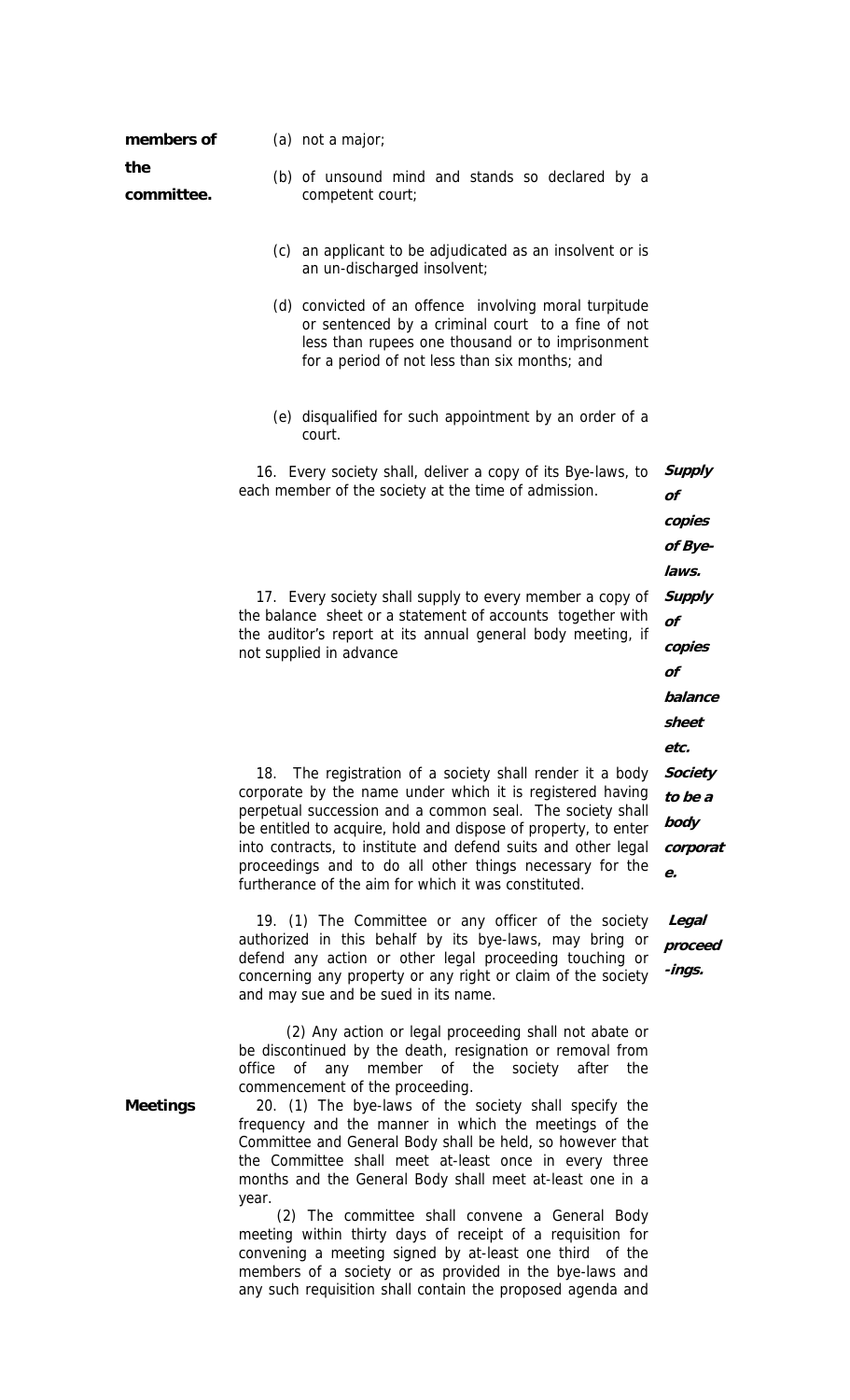**members of the committee.**

(a) not a major;

(b) of unsound mind and stands so declared by a competent court;

(c) an applicant to be adjudicated as an insolvent or is an un-discharged insolvent;

(d) convicted of an offence involving moral turpitude or sentenced by a criminal court to a fine of not less than rupees one thousand or to imprisonment for a period of not less than six months; and

(e) disqualified for such appointment by an order of a court.

***Supply of copies of Bye-laws.***

16. Every society shall, deliver a copy of its Bye-laws, to each member of the society at the time of admission.

***Supply of copies of balance sheet etc.***

17. Every society shall supply to every member a copy of the balance sheet or a statement of accounts together with the auditor's report at its annual general body meeting, if not supplied in advance

***Society to be a body corporate.***

18. The registration of a society shall render it a body corporate by the name under which it is registered having perpetual succession and a common seal. The society shall be entitled to acquire, hold and dispose of property, to enter into contracts, to institute and defend suits and other legal proceedings and to do all other things necessary for the furtherance of the aim for which it was constituted.

***Legal proceed-ings.***

19. (1) The Committee or any officer of the society authorized in this behalf by its bye-laws, may bring or defend any action or other legal proceeding touching or concerning any property or any right or claim of the society and may sue and be sued in its name.

(2) Any action or legal proceeding shall not abate or be discontinued by the death, resignation or removal from office of any member of the society after the commencement of the proceeding.

**Meetings**

20. (1) The bye-laws of the society shall specify the frequency and the manner in which the meetings of the Committee and General Body shall be held, so however that the Committee shall meet at-least once in every three months and the General Body shall meet at-least one in a year.

(2) The committee shall convene a General Body meeting within thirty days of receipt of a requisition for convening a meeting signed by at-least one third of the members of a society or as provided in the bye-laws and any such requisition shall contain the proposed agenda and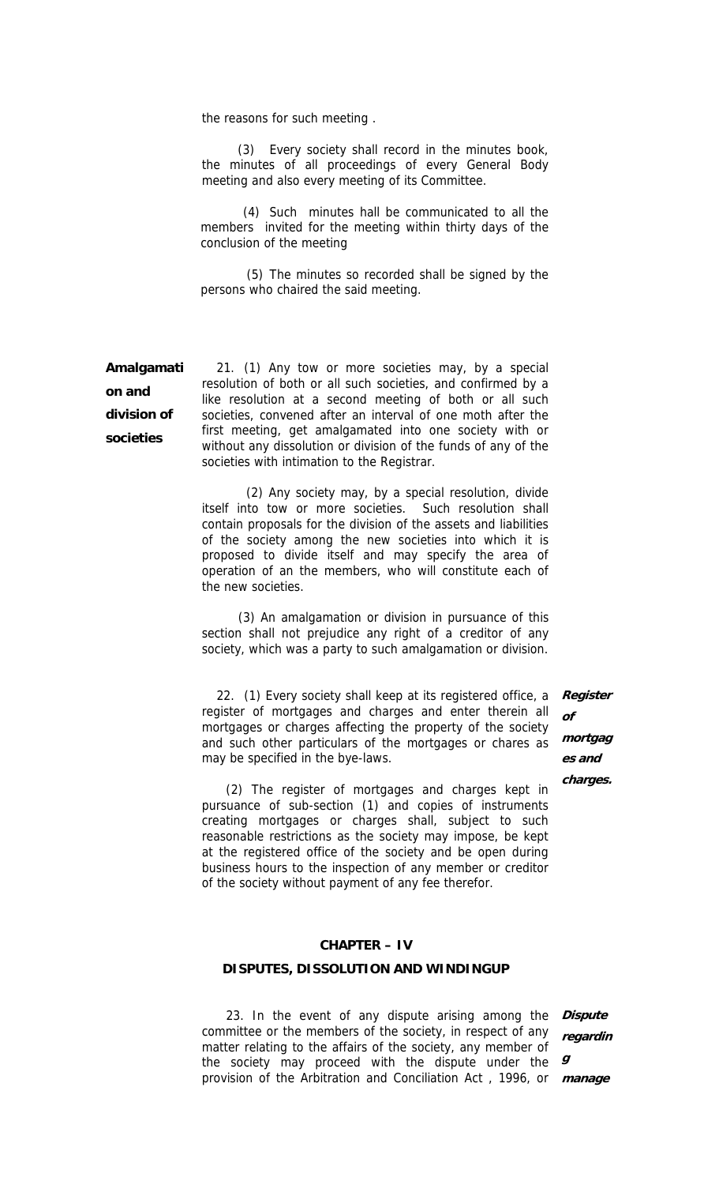the reasons for such meeting .

(3) Every society shall record in the minutes book, the minutes of all proceedings of every General Body meeting and also every meeting of its Committee.

(4) Such minutes hall be communicated to all the members invited for the meeting within thirty days of the conclusion of the meeting

(5) The minutes so recorded shall be signed by the persons who chaired the said meeting.

**Amalgamation and division of societies**

21. (1) Any tow or more societies may, by a special resolution of both or all such societies, and confirmed by a like resolution at a second meeting of both or all such societies, convened after an interval of one moth after the first meeting, get amalgamated into one society with or without any dissolution or division of the funds of any of the societies with intimation to the Registrar.

(2) Any society may, by a special resolution, divide itself into tow or more societies. Such resolution shall contain proposals for the division of the assets and liabilities of the society among the new societies into which it is proposed to divide itself and may specify the area of operation of an the members, who will constitute each of the new societies.

(3) An amalgamation or division in pursuance of this section shall not prejudice any right of a creditor of any society, which was a party to such amalgamation or division.

***Register of mortgages and charges.***

22. (1) Every society shall keep at its registered office, a register of mortgages and charges and enter therein all mortgages or charges affecting the property of the society and such other particulars of the mortgages or chares as may be specified in the bye-laws.

(2) The register of mortgages and charges kept in pursuance of sub-section (1) and copies of instruments creating mortgages or charges shall, subject to such reasonable restrictions as the society may impose, be kept at the registered office of the society and be open during business hours to the inspection of any member or creditor of the society without payment of any fee therefor.

## CHAPTER – IV

## DISPUTES, DISSOLUTION AND WINDINGUP

***Dispute regarding manage***

23. In the event of any dispute arising among the committee or the members of the society, in respect of any matter relating to the affairs of the society, any member of the society may proceed with the dispute under the provision of the Arbitration and Conciliation Act , 1996, or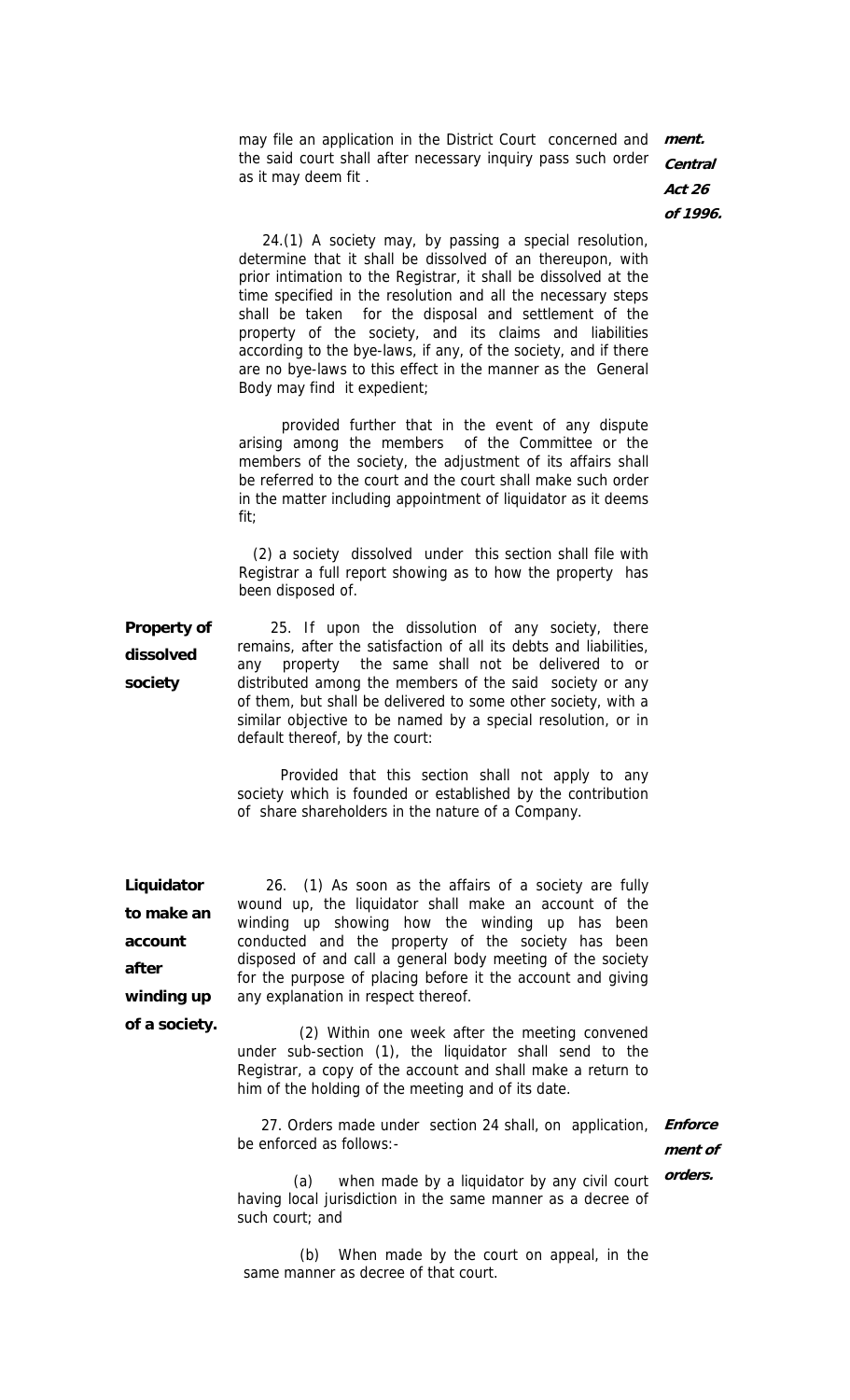may file an application in the District Court concerned and the said court shall after necessary inquiry pass such order as it may deem fit .

***ment. Central Act 26 of 1996.***

24.(1) A society may, by passing a special resolution, determine that it shall be dissolved of an thereupon, with prior intimation to the Registrar, it shall be dissolved at the time specified in the resolution and all the necessary steps shall be taken for the disposal and settlement of the property of the society, and its claims and liabilities according to the bye-laws, if any, of the society, and if there are no bye-laws to this effect in the manner as the General Body may find it expedient;

provided further that in the event of any dispute arising among the members of the Committee or the members of the society, the adjustment of its affairs shall be referred to the court and the court shall make such order in the matter including appointment of liquidator as it deems fit;

(2) a society dissolved under this section shall file with Registrar a full report showing as to how the property has been disposed of.

**Property of dissolved society**

25. If upon the dissolution of any society, there remains, after the satisfaction of all its debts and liabilities, any property the same shall not be delivered to or distributed among the members of the said society or any of them, but shall be delivered to some other society, with a similar objective to be named by a special resolution, or in default thereof, by the court:

Provided that this section shall not apply to any society which is founded or established by the contribution of share shareholders in the nature of a Company.

**Liquidator to make an account after winding up of a society.**

26. (1) As soon as the affairs of a society are fully wound up, the liquidator shall make an account of the winding up showing how the winding up has been conducted and the property of the society has been disposed of and call a general body meeting of the society for the purpose of placing before it the account and giving any explanation in respect thereof.

(2) Within one week after the meeting convened under sub-section (1), the liquidator shall send to the Registrar, a copy of the account and shall make a return to him of the holding of the meeting and of its date.

***Enforcement of orders.***

27. Orders made under section 24 shall, on application, be enforced as follows:-

(a) when made by a liquidator by any civil court having local jurisdiction in the same manner as a decree of such court; and

(b) When made by the court on appeal, in the same manner as decree of that court.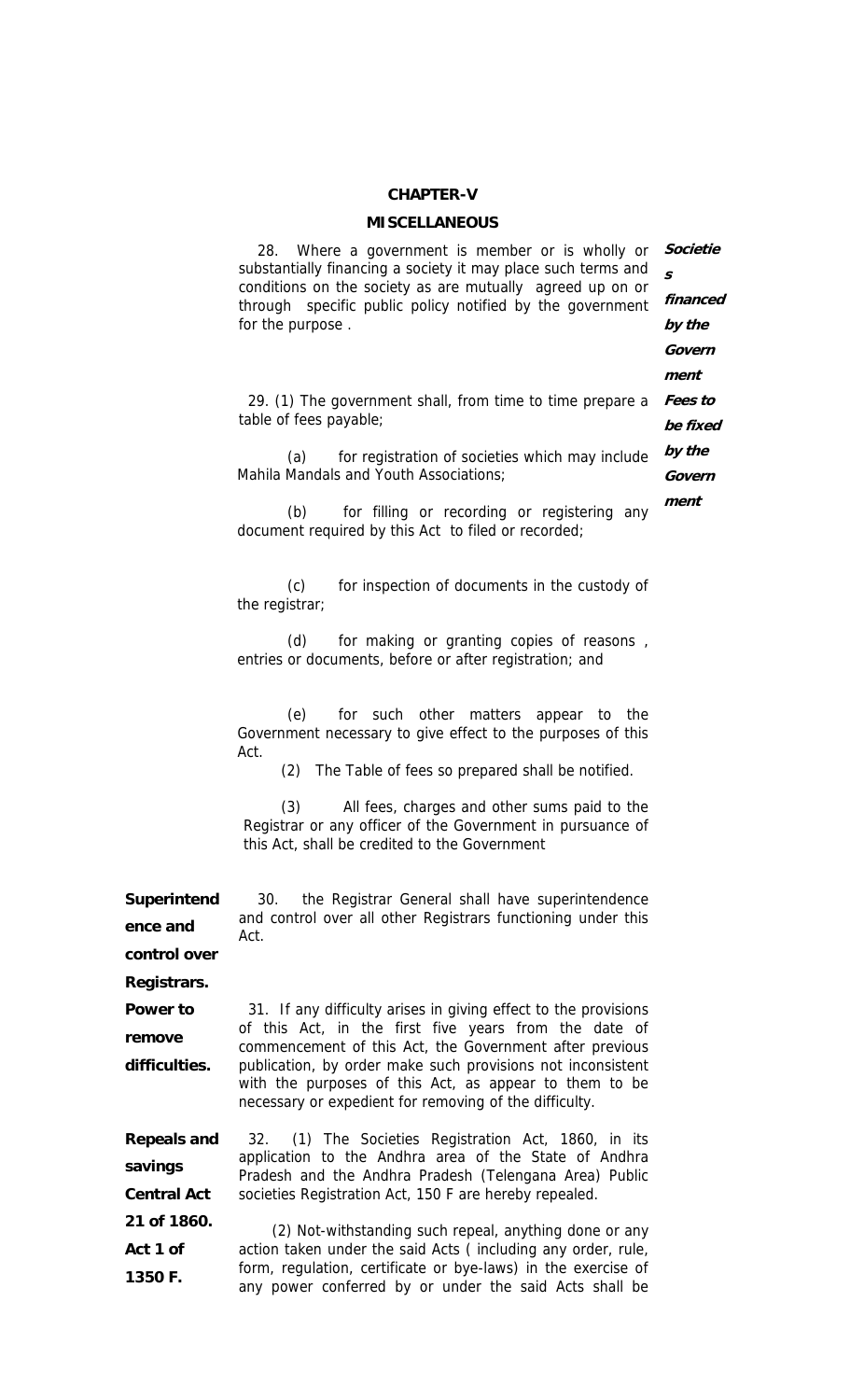## CHAPTER-V

## MISCELLANEOUS

**Societies financed by the Government**

28. Where a government is member or is wholly or substantially financing a society it may place such terms and conditions on the society as are mutually agreed up on or through specific public policy notified by the government for the purpose .

**Fees to be fixed by the Government**

29. (1) The government shall, from time to time prepare a table of fees payable;

(a) for registration of societies which may include Mahila Mandals and Youth Associations;

(b) for filling or recording or registering any document required by this Act to filed or recorded;

(c) for inspection of documents in the custody of the registrar;

(d) for making or granting copies of reasons , entries or documents, before or after registration; and

(e) for such other matters appear to the Government necessary to give effect to the purposes of this Act.

(2) The Table of fees so prepared shall be notified.

(3) All fees, charges and other sums paid to the Registrar or any officer of the Government in pursuance of this Act, shall be credited to the Government

**Superintendence and control over Registrars.**

30. the Registrar General shall have superintendence and control over all other Registrars functioning under this Act.

**Power to remove difficulties.**

31. If any difficulty arises in giving effect to the provisions of this Act, in the first five years from the date of commencement of this Act, the Government after previous publication, by order make such provisions not inconsistent with the purposes of this Act, as appear to them to be necessary or expedient for removing of the difficulty.

**Repeals and savings**

**Central Act 21 of 1860.**

**Act 1 of 1350 F.**

32. (1) The Societies Registration Act, 1860, in its application to the Andhra area of the State of Andhra Pradesh and the Andhra Pradesh (Telengana Area) Public societies Registration Act, 150 F are hereby repealed.

(2) Not-withstanding such repeal, anything done or any action taken under the said Acts ( including any order, rule, form, regulation, certificate or bye-laws) in the exercise of any power conferred by or under the said Acts shall be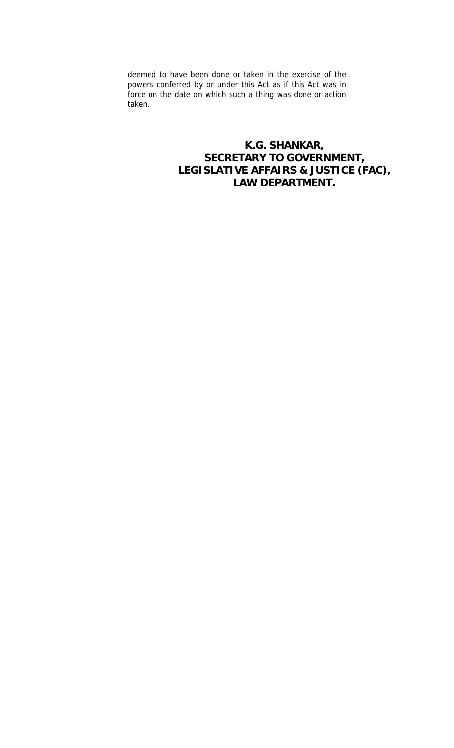deemed to have been done or taken in the exercise of the powers conferred by or under this Act as if this Act was in force on the date on which such a thing was done or action taken.

**K.G. SHANKAR,**
**SECRETARY TO GOVERNMENT,**
**LEGISLATIVE AFFAIRS & JUSTICE (FAC),**
**LAW DEPARTMENT.**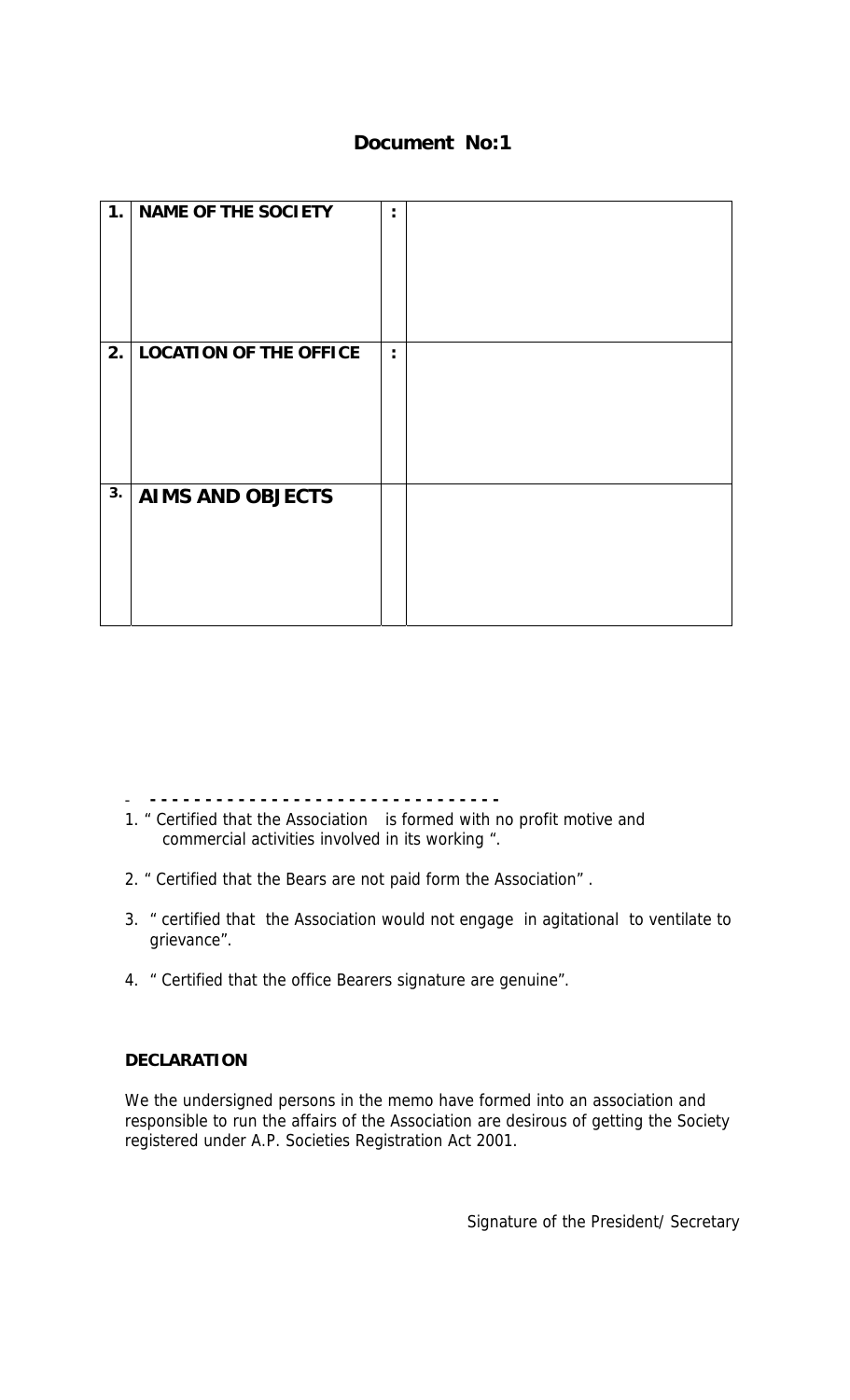# Document No:1

| | | | |
|---|---|---|---|
| **1.** | **NAME OF THE SOCIETY** | **:** | |
| **2.** | **LOCATION OF THE OFFICE** | **:** | |
| **3.** | **AIMS AND OBJECTS** | | |

- - - - - - - - - - - - - - - - - - - - - - - - - - - - - - - - - -

1. " Certified that the Association is formed with no profit motive and commercial activities involved in its working ".
2. " Certified that the Bears are not paid form the Association" .
3. " certified that the Association would not engage in agitational to ventilate to grievance".
4. " Certified that the office Bearers signature are genuine".

**DECLARATION**

We the undersigned persons in the memo have formed into an association and responsible to run the affairs of the Association are desirous of getting the Society registered under A.P. Societies Registration Act 2001.

Signature of the President/ Secretary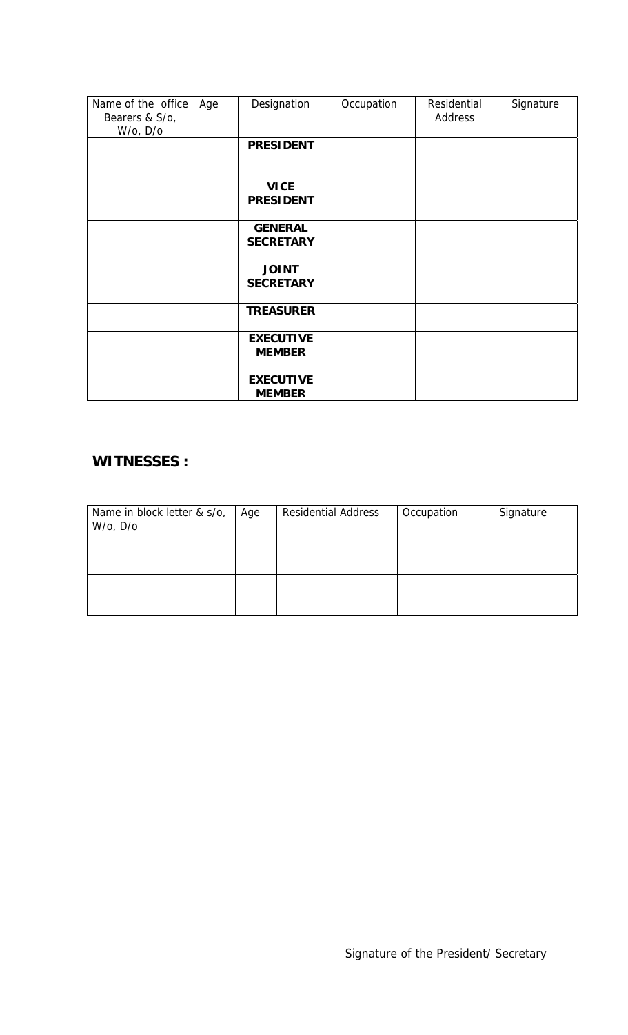| Name of the office Bearers & S/o, W/o, D/o | Age | Designation | Occupation | Residential Address | Signature |
|---|---|---|---|---|---|
| | | **PRESIDENT** | | | |
| | | **VICE PRESIDENT** | | | |
| | | **GENERAL SECRETARY** | | | |
| | | **JOINT SECRETARY** | | | |
| | | **TREASURER** | | | |
| | | **EXECUTIVE MEMBER** | | | |
| | | **EXECUTIVE MEMBER** | | | |

**WITNESSES :**

| Name in block letter & s/o, W/o, D/o | Age | Residential Address | Occupation | Signature |
|---|---|---|---|---|
| | | | | |
| | | | | |

Signature of the President/ Secretary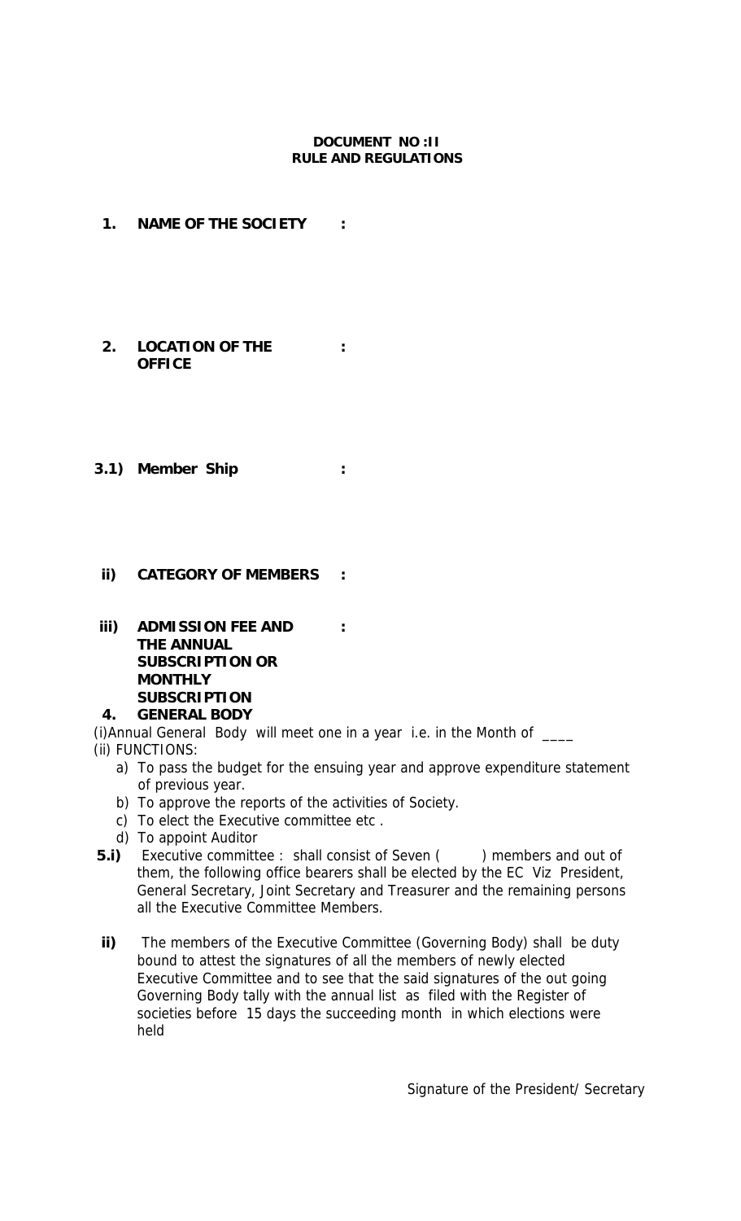**DOCUMENT NO :II**
**RULE AND REGULATIONS**

**1. NAME OF THE SOCIETY :**

**2. LOCATION OF THE OFFICE :**

**3.1) Member Ship :**

**ii) CATEGORY OF MEMBERS :**

**iii) ADMISSION FEE AND THE ANNUAL SUBSCRIPTION OR MONTHLY SUBSCRIPTION :**

**4. GENERAL BODY**

(i)Annual General Body will meet one in a year i.e. in the Month of ____

(ii) FUNCTIONS:

a) To pass the budget for the ensuing year and approve expenditure statement of previous year.
b) To approve the reports of the activities of Society.
c) To elect the Executive committee etc .
d) To appoint Auditor

**5.i)** Executive committee : shall consist of Seven ( ) members and out of them, the following office bearers shall be elected by the EC Viz President, General Secretary, Joint Secretary and Treasurer and the remaining persons all the Executive Committee Members.

**ii)** The members of the Executive Committee (Governing Body) shall be duty bound to attest the signatures of all the members of newly elected Executive Committee and to see that the said signatures of the out going Governing Body tally with the annual list as filed with the Register of societies before 15 days the succeeding month in which elections were held

Signature of the President/ Secretary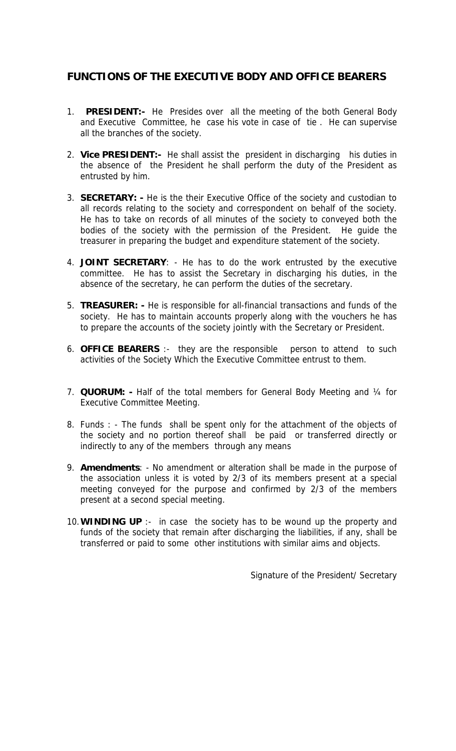## FUNCTIONS OF THE EXECUTIVE BODY AND OFFICE BEARERS

1. **PRESIDENT:-** He Presides over all the meeting of the both General Body and Executive Committee, he case his vote in case of tie . He can supervise all the branches of the society.

2. **Vice PRESIDENT:-** He shall assist the president in discharging his duties in the absence of the President he shall perform the duty of the President as entrusted by him.

3. **SECRETARY: -** He is the their Executive Office of the society and custodian to all records relating to the society and correspondent on behalf of the society. He has to take on records of all minutes of the society to conveyed both the bodies of the society with the permission of the President. He guide the treasurer in preparing the budget and expenditure statement of the society.

4. **JOINT SECRETARY**: - He has to do the work entrusted by the executive committee. He has to assist the Secretary in discharging his duties, in the absence of the secretary, he can perform the duties of the secretary.

5. **TREASURER: -** He is responsible for all-financial transactions and funds of the society. He has to maintain accounts properly along with the vouchers he has to prepare the accounts of the society jointly with the Secretary or President.

6. **OFFICE BEARERS** :- they are the responsible person to attend to such activities of the Society Which the Executive Committee entrust to them.

7. **QUORUM: -** Half of the total members for General Body Meeting and ¼ for Executive Committee Meeting.

8. Funds : - The funds shall be spent only for the attachment of the objects of the society and no portion thereof shall be paid or transferred directly or indirectly to any of the members through any means

9. **Amendments**: - No amendment or alteration shall be made in the purpose of the association unless it is voted by 2/3 of its members present at a special meeting conveyed for the purpose and confirmed by 2/3 of the members present at a second special meeting.

10. **WINDING UP** :- in case the society has to be wound up the property and funds of the society that remain after discharging the liabilities, if any, shall be transferred or paid to some other institutions with similar aims and objects.

Signature of the President/ Secretary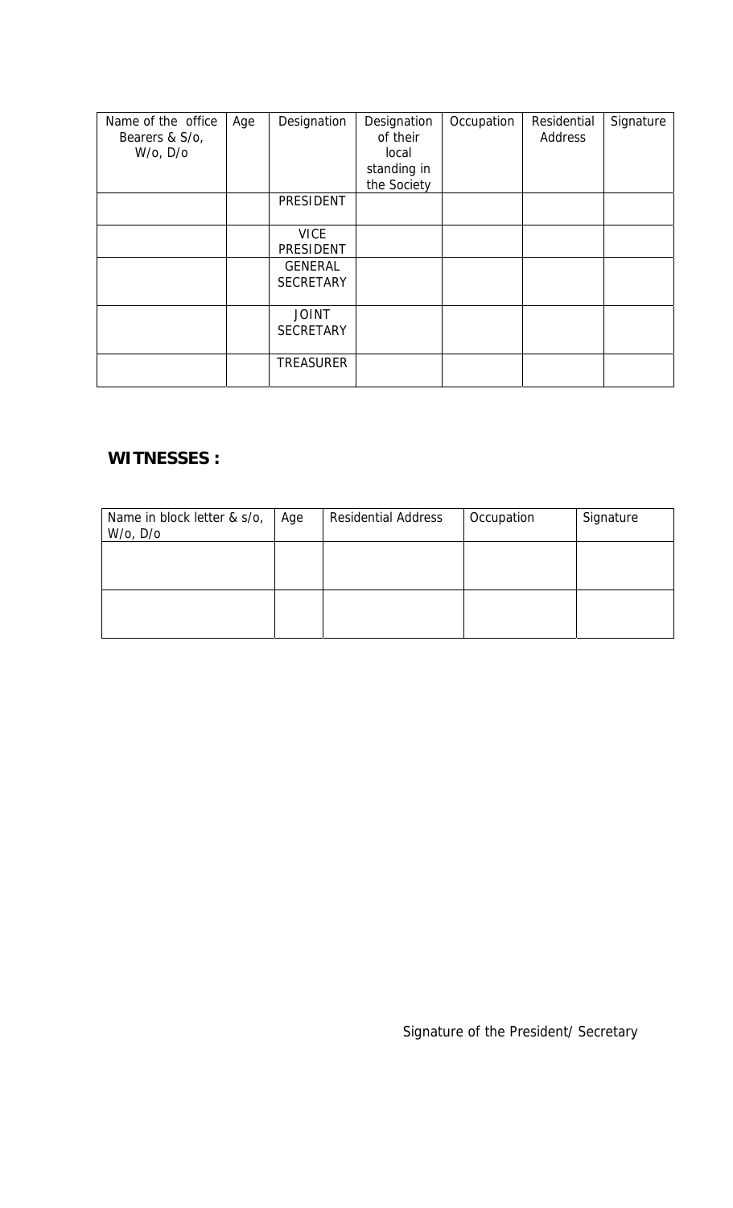| Name of the office Bearers & S/o, W/o, D/o | Age | Designation | Designation of their local standing in the Society | Occupation | Residential Address | Signature |
|---|---|---|---|---|---|---|
| | | PRESIDENT | | | | |
| | | VICE PRESIDENT | | | | |
| | | GENERAL SECRETARY | | | | |
| | | JOINT SECRETARY | | | | |
| | | TREASURER | | | | |

**WITNESSES :**

| Name in block letter & s/o, W/o, D/o | Age | Residential Address | Occupation | Signature |
|---|---|---|---|---|
| | | | | |
| | | | | |

Signature of the President/ Secretary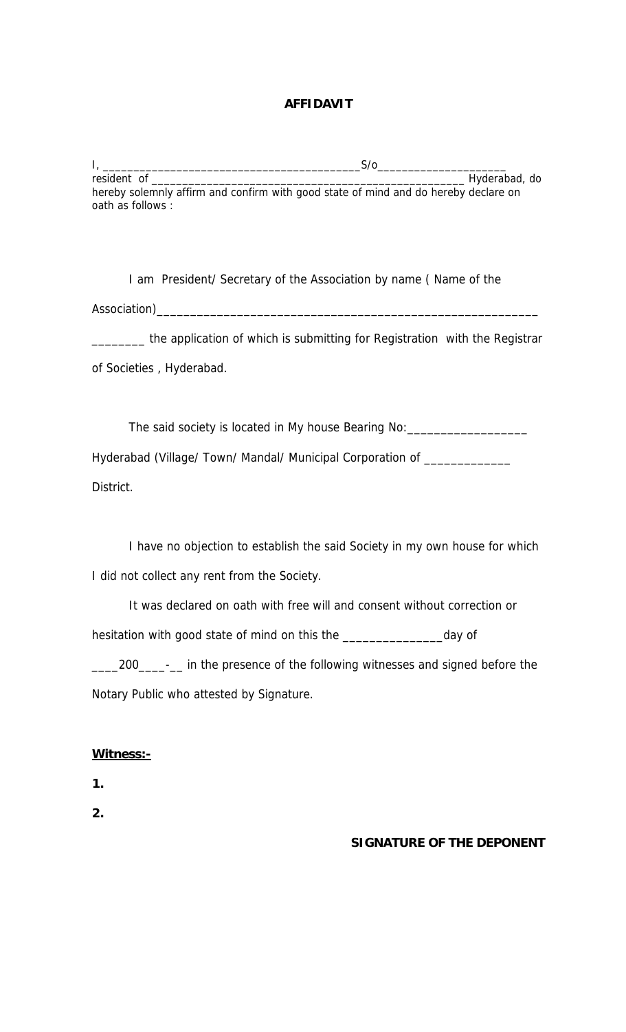# AFFIDAVIT

I, _________________________________________S/o____________________ resident of __________________________________________________ Hyderabad, do hereby solemnly affirm and confirm with good state of mind and do hereby declare on oath as follows :

I am President/ Secretary of the Association by name ( Name of the Association)___________________________________________________________ ________ the application of which is submitting for Registration with the Registrar of Societies , Hyderabad.

The said society is located in My house Bearing No:__________________ Hyderabad (Village/ Town/ Mandal/ Municipal Corporation of _____________ District.

I have no objection to establish the said Society in my own house for which I did not collect any rent from the Society.

It was declared on oath with free will and consent without correction or hesitation with good state of mind on this the _______________day of ____200____-__ in the presence of the following witnesses and signed before the Notary Public who attested by Signature.

**Witness:-**

**1.**

**2.**

**SIGNATURE OF THE DEPONENT**